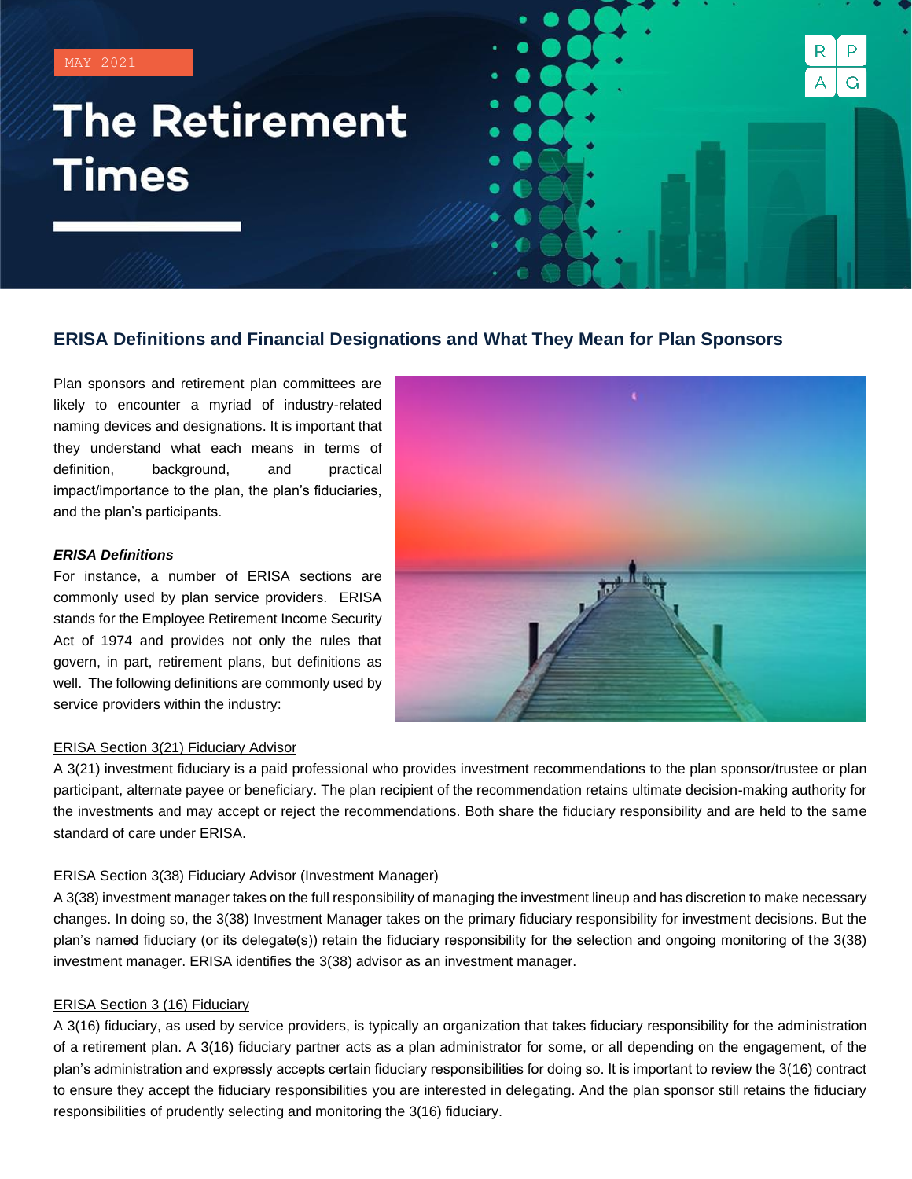MAY 2021

# The Retirement Times

## ERISA Definitions and Financial Designations and What They Mean for Plan Sponsors

Plan sponsors and retirement plan committees are likely to encounter a myriad of industry-related naming devices and designations. It is important that they understand what each means in terms of definition, background, and practical impact/importance to the plan, the plan's fiduciaries, and the plan's participants.

***ERISA Definitions***

For instance, a number of ERISA sections are commonly used by plan service providers. ERISA stands for the Employee Retirement Income Security Act of 1974 and provides not only the rules that govern, in part, retirement plans, but definitions as well. The following definitions are commonly used by service providers within the industry:

<u>ERISA Section 3(21) Fiduciary Advisor</u>

A 3(21) investment fiduciary is a paid professional who provides investment recommendations to the plan sponsor/trustee or plan participant, alternate payee or beneficiary. The plan recipient of the recommendation retains ultimate decision-making authority for the investments and may accept or reject the recommendations. Both share the fiduciary responsibility and are held to the same standard of care under ERISA.

<u>ERISA Section 3(38) Fiduciary Advisor (Investment Manager)</u>

A 3(38) investment manager takes on the full responsibility of managing the investment lineup and has discretion to make necessary changes. In doing so, the 3(38) Investment Manager takes on the primary fiduciary responsibility for investment decisions. But the plan's named fiduciary (or its delegate(s)) retain the fiduciary responsibility for the selection and ongoing monitoring of the 3(38) investment manager. ERISA identifies the 3(38) advisor as an investment manager.

<u>ERISA Section 3 (16) Fiduciary</u>

A 3(16) fiduciary, as used by service providers, is typically an organization that takes fiduciary responsibility for the administration of a retirement plan. A 3(16) fiduciary partner acts as a plan administrator for some, or all depending on the engagement, of the plan's administration and expressly accepts certain fiduciary responsibilities for doing so. It is important to review the 3(16) contract to ensure they accept the fiduciary responsibilities you are interested in delegating. And the plan sponsor still retains the fiduciary responsibilities of prudently selecting and monitoring the 3(16) fiduciary.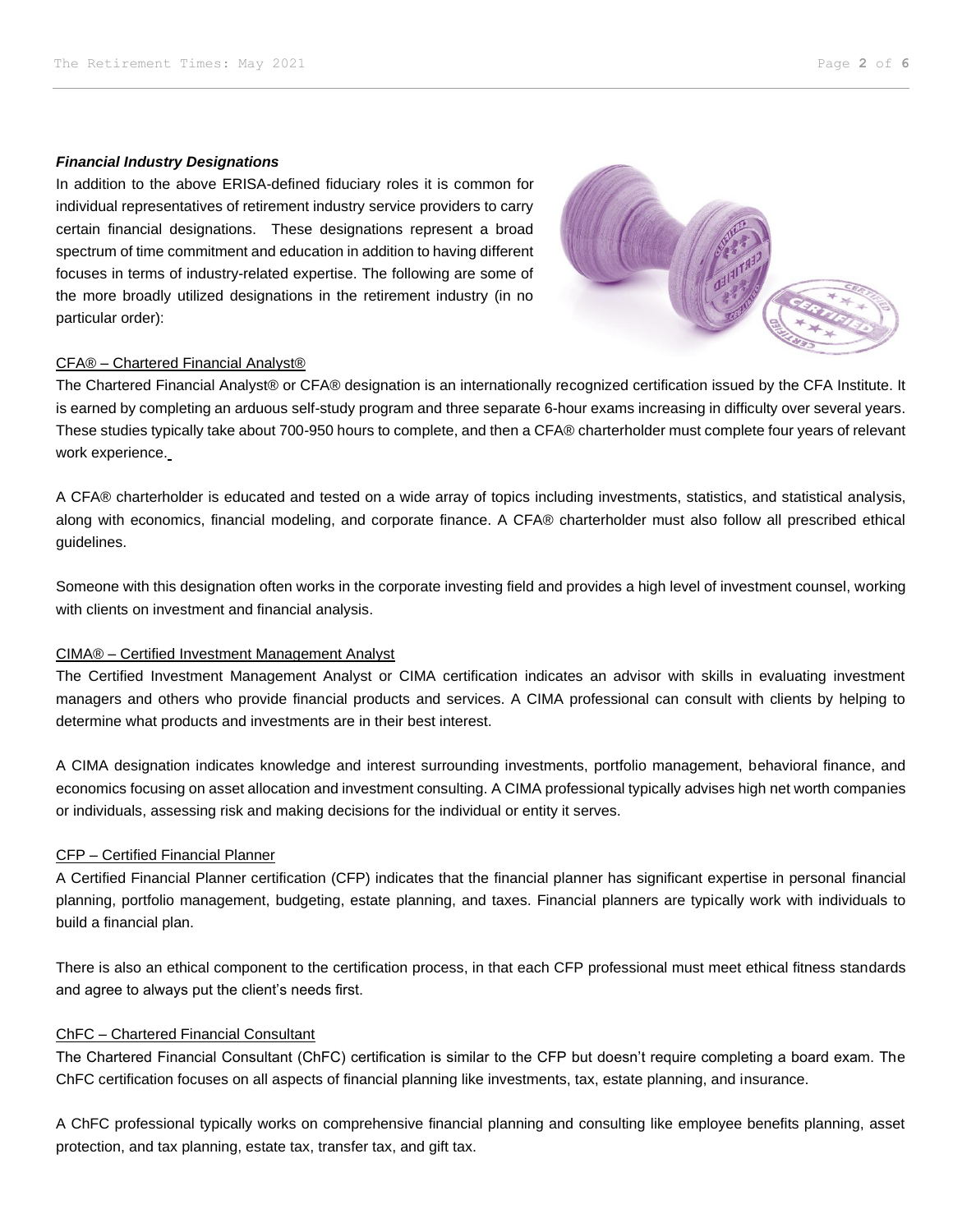***Financial Industry Designations***

In addition to the above ERISA-defined fiduciary roles it is common for individual representatives of retirement industry service providers to carry certain financial designations. These designations represent a broad spectrum of time commitment and education in addition to having different focuses in terms of industry-related expertise. The following are some of the more broadly utilized designations in the retirement industry (in no particular order):

CFA® – Chartered Financial Analyst®

The Chartered Financial Analyst® or CFA® designation is an internationally recognized certification issued by the CFA Institute. It is earned by completing an arduous self-study program and three separate 6-hour exams increasing in difficulty over several years. These studies typically take about 700-950 hours to complete, and then a CFA® charterholder must complete four years of relevant work experience.

A CFA® charterholder is educated and tested on a wide array of topics including investments, statistics, and statistical analysis, along with economics, financial modeling, and corporate finance. A CFA® charterholder must also follow all prescribed ethical guidelines.

Someone with this designation often works in the corporate investing field and provides a high level of investment counsel, working with clients on investment and financial analysis.

CIMA® – Certified Investment Management Analyst

The Certified Investment Management Analyst or CIMA certification indicates an advisor with skills in evaluating investment managers and others who provide financial products and services. A CIMA professional can consult with clients by helping to determine what products and investments are in their best interest.

A CIMA designation indicates knowledge and interest surrounding investments, portfolio management, behavioral finance, and economics focusing on asset allocation and investment consulting. A CIMA professional typically advises high net worth companies or individuals, assessing risk and making decisions for the individual or entity it serves.

CFP – Certified Financial Planner

A Certified Financial Planner certification (CFP) indicates that the financial planner has significant expertise in personal financial planning, portfolio management, budgeting, estate planning, and taxes. Financial planners are typically work with individuals to build a financial plan.

There is also an ethical component to the certification process, in that each CFP professional must meet ethical fitness standards and agree to always put the client's needs first.

ChFC – Chartered Financial Consultant

The Chartered Financial Consultant (ChFC) certification is similar to the CFP but doesn't require completing a board exam. The ChFC certification focuses on all aspects of financial planning like investments, tax, estate planning, and insurance.

A ChFC professional typically works on comprehensive financial planning and consulting like employee benefits planning, asset protection, and tax planning, estate tax, transfer tax, and gift tax.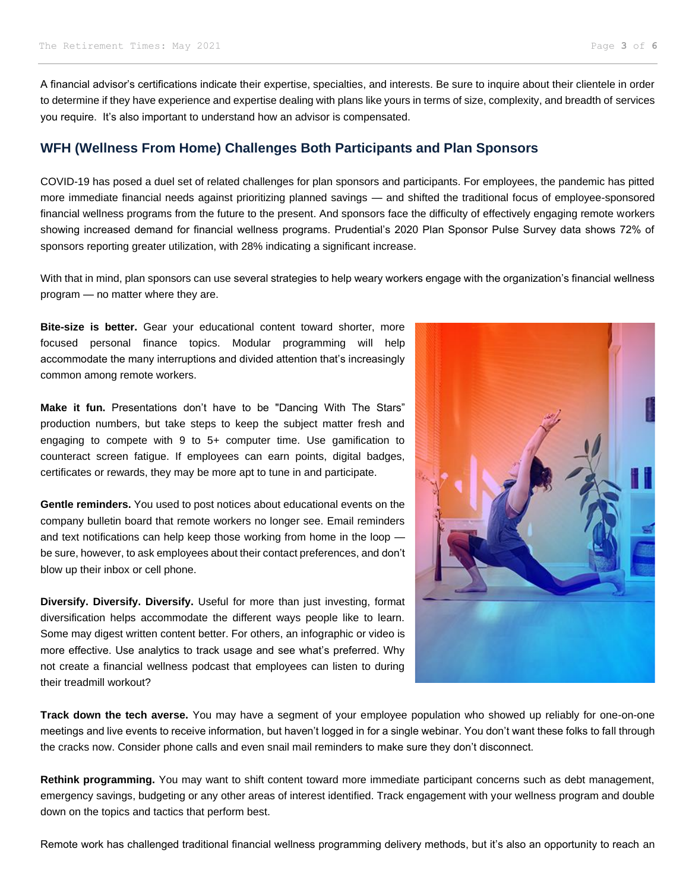A financial advisor's certifications indicate their expertise, specialties, and interests. Be sure to inquire about their clientele in order to determine if they have experience and expertise dealing with plans like yours in terms of size, complexity, and breadth of services you require. It's also important to understand how an advisor is compensated.

## WFH (Wellness From Home) Challenges Both Participants and Plan Sponsors

COVID-19 has posed a duel set of related challenges for plan sponsors and participants. For employees, the pandemic has pitted more immediate financial needs against prioritizing planned savings — and shifted the traditional focus of employee-sponsored financial wellness programs from the future to the present. And sponsors face the difficulty of effectively engaging remote workers showing increased demand for financial wellness programs. Prudential's 2020 Plan Sponsor Pulse Survey data shows 72% of sponsors reporting greater utilization, with 28% indicating a significant increase.

With that in mind, plan sponsors can use several strategies to help weary workers engage with the organization's financial wellness program — no matter where they are.

**Bite-size is better.** Gear your educational content toward shorter, more focused personal finance topics. Modular programming will help accommodate the many interruptions and divided attention that's increasingly common among remote workers.

**Make it fun.** Presentations don't have to be "Dancing With The Stars" production numbers, but take steps to keep the subject matter fresh and engaging to compete with 9 to 5+ computer time. Use gamification to counteract screen fatigue. If employees can earn points, digital badges, certificates or rewards, they may be more apt to tune in and participate.

**Gentle reminders.** You used to post notices about educational events on the company bulletin board that remote workers no longer see. Email reminders and text notifications can help keep those working from home in the loop — be sure, however, to ask employees about their contact preferences, and don't blow up their inbox or cell phone.

**Diversify. Diversify. Diversify.** Useful for more than just investing, format diversification helps accommodate the different ways people like to learn. Some may digest written content better. For others, an infographic or video is more effective. Use analytics to track usage and see what's preferred. Why not create a financial wellness podcast that employees can listen to during their treadmill workout?

**Track down the tech averse.** You may have a segment of your employee population who showed up reliably for one-on-one meetings and live events to receive information, but haven't logged in for a single webinar. You don't want these folks to fall through the cracks now. Consider phone calls and even snail mail reminders to make sure they don't disconnect.

**Rethink programming.** You may want to shift content toward more immediate participant concerns such as debt management, emergency savings, budgeting or any other areas of interest identified. Track engagement with your wellness program and double down on the topics and tactics that perform best.

Remote work has challenged traditional financial wellness programming delivery methods, but it's also an opportunity to reach an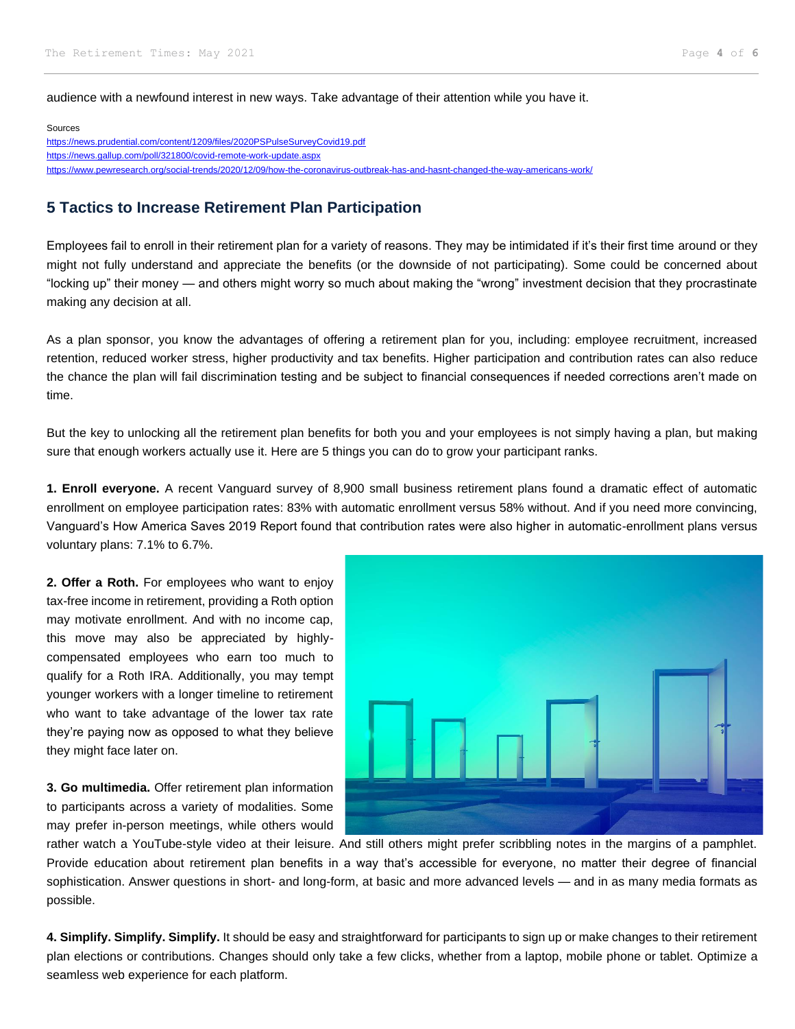audience with a newfound interest in new ways. Take advantage of their attention while you have it.

Sources
https://news.prudential.com/content/1209/files/2020PSPulseSurveyCovid19.pdf
https://news.gallup.com/poll/321800/covid-remote-work-update.aspx
https://www.pewresearch.org/social-trends/2020/12/09/how-the-coronavirus-outbreak-has-and-hasnt-changed-the-way-americans-work/

## 5 Tactics to Increase Retirement Plan Participation

Employees fail to enroll in their retirement plan for a variety of reasons. They may be intimidated if it's their first time around or they might not fully understand and appreciate the benefits (or the downside of not participating). Some could be concerned about "locking up" their money — and others might worry so much about making the "wrong" investment decision that they procrastinate making any decision at all.

As a plan sponsor, you know the advantages of offering a retirement plan for you, including: employee recruitment, increased retention, reduced worker stress, higher productivity and tax benefits. Higher participation and contribution rates can also reduce the chance the plan will fail discrimination testing and be subject to financial consequences if needed corrections aren't made on time.

But the key to unlocking all the retirement plan benefits for both you and your employees is not simply having a plan, but making sure that enough workers actually use it. Here are 5 things you can do to grow your participant ranks.

**1. Enroll everyone.** A recent Vanguard survey of 8,900 small business retirement plans found a dramatic effect of automatic enrollment on employee participation rates: 83% with automatic enrollment versus 58% without. And if you need more convincing, Vanguard's How America Saves 2019 Report found that contribution rates were also higher in automatic-enrollment plans versus voluntary plans: 7.1% to 6.7%.

**2. Offer a Roth.** For employees who want to enjoy tax-free income in retirement, providing a Roth option may motivate enrollment. And with no income cap, this move may also be appreciated by highly-compensated employees who earn too much to qualify for a Roth IRA. Additionally, you may tempt younger workers with a longer timeline to retirement who want to take advantage of the lower tax rate they're paying now as opposed to what they believe they might face later on.

**3. Go multimedia.** Offer retirement plan information to participants across a variety of modalities. Some may prefer in-person meetings, while others would rather watch a YouTube-style video at their leisure. And still others might prefer scribbling notes in the margins of a pamphlet. Provide education about retirement plan benefits in a way that's accessible for everyone, no matter their degree of financial sophistication. Answer questions in short- and long-form, at basic and more advanced levels — and in as many media formats as possible.

**4. Simplify. Simplify. Simplify.** It should be easy and straightforward for participants to sign up or make changes to their retirement plan elections or contributions. Changes should only take a few clicks, whether from a laptop, mobile phone or tablet. Optimize a seamless web experience for each platform.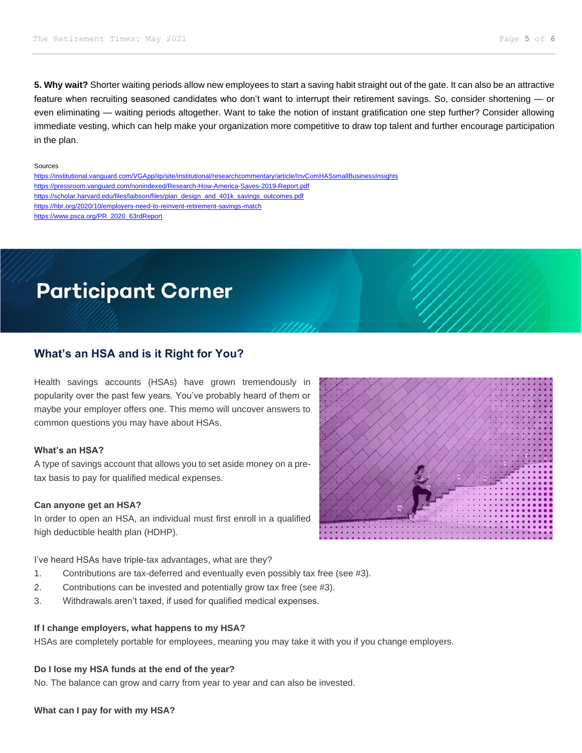**5. Why wait?** Shorter waiting periods allow new employees to start a saving habit straight out of the gate. It can also be an attractive feature when recruiting seasoned candidates who don't want to interrupt their retirement savings. So, consider shortening — or even eliminating — waiting periods altogether. Want to take the notion of instant gratification one step further? Consider allowing immediate vesting, which can help make your organization more competitive to draw top talent and further encourage participation in the plan.

Sources
https://institutional.vanguard.com/VGApp/iip/site/institutional/researchcommentary/article/InvComHASsmallBusinessInsights
https://pressroom.vanguard.com/nonindexed/Research-How-America-Saves-2019-Report.pdf
https://scholar.harvard.edu/files/laibson/files/plan_design_and_401k_savings_outcomes.pdf
https://hbr.org/2020/10/employers-need-to-reinvent-retirement-savings-match
https://www.psca.org/PR_2020_63rdReport

# Participant Corner

## What's an HSA and is it Right for You?

Health savings accounts (HSAs) have grown tremendously in popularity over the past few years. You've probably heard of them or maybe your employer offers one. This memo will uncover answers to common questions you may have about HSAs.

**What's an HSA?**
A type of savings account that allows you to set aside money on a pre-tax basis to pay for qualified medical expenses.

**Can anyone get an HSA?**
In order to open an HSA, an individual must first enroll in a qualified high deductible health plan (HDHP).

I've heard HSAs have triple-tax advantages, what are they?

1. Contributions are tax-deferred and eventually even possibly tax free (see #3).
2. Contributions can be invested and potentially grow tax free (see #3).
3. Withdrawals aren't taxed, if used for qualified medical expenses.

**If I change employers, what happens to my HSA?**
HSAs are completely portable for employees, meaning you may take it with you if you change employers.

**Do I lose my HSA funds at the end of the year?**
No. The balance can grow and carry from year to year and can also be invested.

**What can I pay for with my HSA?**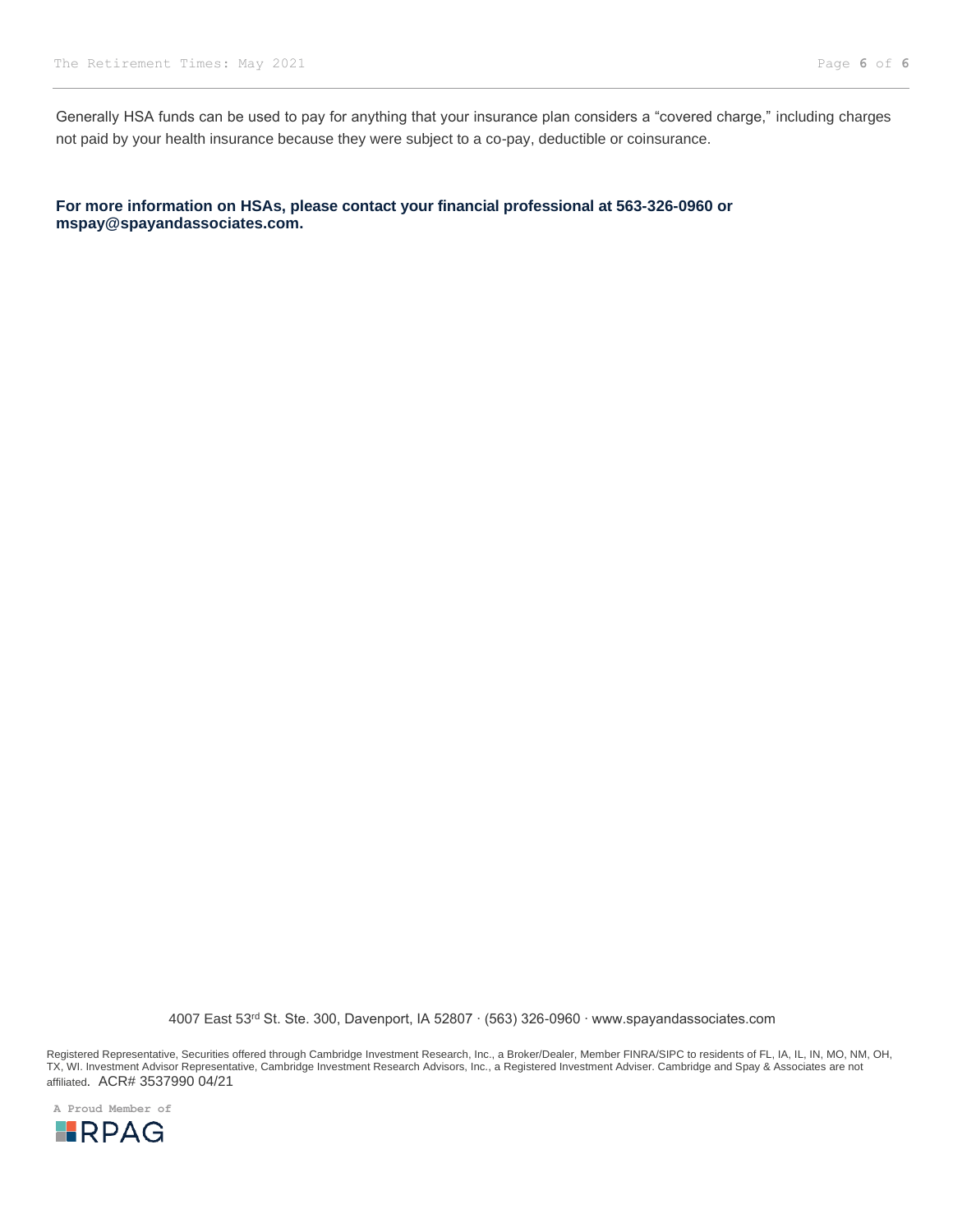Generally HSA funds can be used to pay for anything that your insurance plan considers a “covered charge,” including charges not paid by your health insurance because they were subject to a co-pay, deductible or coinsurance.

**For more information on HSAs, please contact your financial professional at 563-326-0960 or mspay@spayandassociates.com.**

4007 East 53rd St. Ste. 300, Davenport, IA 52807 · (563) 326-0960 · www.spayandassociates.com

Registered Representative, Securities offered through Cambridge Investment Research, Inc., a Broker/Dealer, Member FINRA/SIPC to residents of FL, IA, IL, IN, MO, NM, OH, TX, WI. Investment Advisor Representative, Cambridge Investment Research Advisors, Inc., a Registered Investment Adviser. Cambridge and Spay & Associates are not affiliated. ACR# 3537990 04/21

A Proud Member of

RPAG